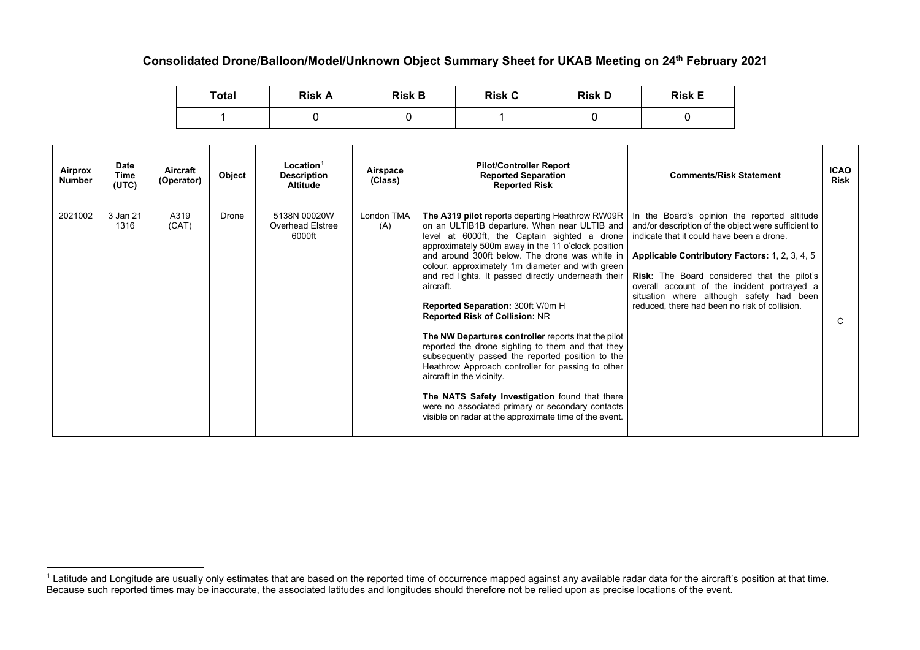# Consolidated Drone/Balloon/Model/Unknown Object Summary Sheet for UKAB Meeting on 24th February 2021

| Total | Risk A | Risk B | Risk C | Risk D | Risk E |
|---|---|---|---|---|---|
| 1 | 0 | 0 | 1 | 0 | 0 |

| Airprox Number | Date Time (UTC) | Aircraft (Operator) | Object | Location[1] Description Altitude | Airspace (Class) | Pilot/Controller Report Reported Separation Reported Risk | Comments/Risk Statement | ICAO Risk |
|---|---|---|---|---|---|---|---|---|
| 2021002 | 3 Jan 21 1316 | A319 (CAT) | Drone | 5138N 00020W Overhead Elstree 6000ft | London TMA (A) | **The A319 pilot** reports departing Heathrow RW09R on an ULTIB1B departure. When near ULTIB and level at 6000ft, the Captain sighted a drone approximately 500m away in the 11 o'clock position and around 300ft below. The drone was white in colour, approximately 1m diameter and with green and red lights. It passed directly underneath their aircraft.<br><br>**Reported Separation:** 300ft V/0m H<br>**Reported Risk of Collision:** NR<br><br>**The NW Departures controller** reports that the pilot reported the drone sighting to them and that they subsequently passed the reported position to the Heathrow Approach controller for passing to other aircraft in the vicinity.<br><br>**The NATS Safety Investigation** found that there were no associated primary or secondary contacts visible on radar at the approximate time of the event. | In the Board's opinion the reported altitude and/or description of the object were sufficient to indicate that it could have been a drone.<br><br>**Applicable Contributory Factors:** 1, 2, 3, 4, 5<br><br>**Risk:** The Board considered that the pilot's overall account of the incident portrayed a situation where although safety had been reduced, there had been no risk of collision. | C |

[1] Latitude and Longitude are usually only estimates that are based on the reported time of occurrence mapped against any available radar data for the aircraft's position at that time. Because such reported times may be inaccurate, the associated latitudes and longitudes should therefore not be relied upon as precise locations of the event.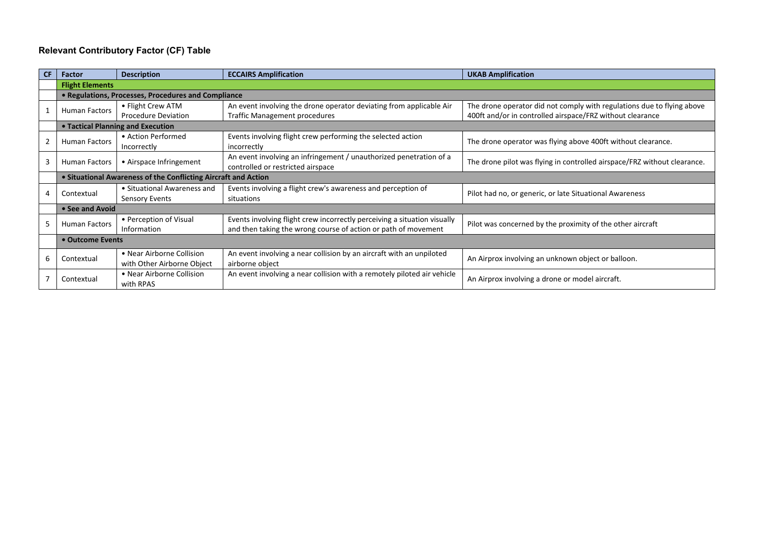## Relevant Contributory Factor (CF) Table

| CF | Factor | Description | ECCAIRS Amplification | UKAB Amplification |
|---|---|---|---|---|
| | **Flight Elements** | | | |
| | **• Regulations, Processes, Procedures and Compliance** | | | |
| 1 | Human Factors | • Flight Crew ATM Procedure Deviation | An event involving the drone operator deviating from applicable Air Traffic Management procedures | The drone operator did not comply with regulations due to flying above 400ft and/or in controlled airspace/FRZ without clearance |
| | **• Tactical Planning and Execution** | | | |
| 2 | Human Factors | • Action Performed Incorrectly | Events involving flight crew performing the selected action incorrectly | The drone operator was flying above 400ft without clearance. |
| 3 | Human Factors | • Airspace Infringement | An event involving an infringement / unauthorized penetration of a controlled or restricted airspace | The drone pilot was flying in controlled airspace/FRZ without clearance. |
| | **• Situational Awareness of the Conflicting Aircraft and Action** | | | |
| 4 | Contextual | • Situational Awareness and Sensory Events | Events involving a flight crew's awareness and perception of situations | Pilot had no, or generic, or late Situational Awareness |
| | **• See and Avoid** | | | |
| 5 | Human Factors | • Perception of Visual Information | Events involving flight crew incorrectly perceiving a situation visually and then taking the wrong course of action or path of movement | Pilot was concerned by the proximity of the other aircraft |
| | **• Outcome Events** | | | |
| 6 | Contextual | • Near Airborne Collision with Other Airborne Object | An event involving a near collision by an aircraft with an unpiloted airborne object | An Airprox involving an unknown object or balloon. |
| 7 | Contextual | • Near Airborne Collision with RPAS | An event involving a near collision with a remotely piloted air vehicle | An Airprox involving a drone or model aircraft. |